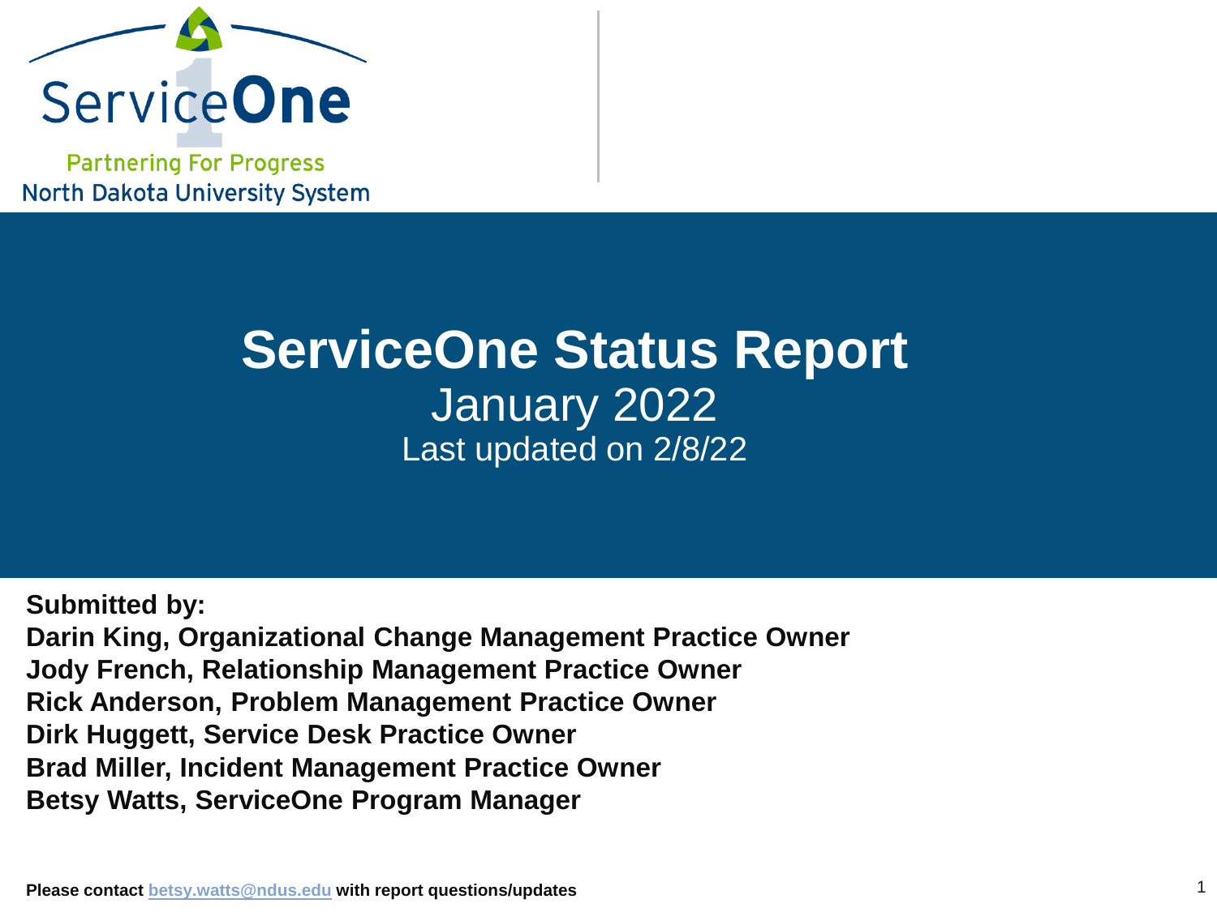ServiceOne

Partnering For Progress

North Dakota University System

# ServiceOne Status Report

January 2022

Last updated on 2/8/22

**Submitted by:**

**Darin King, Organizational Change Management Practice Owner**

**Jody French, Relationship Management Practice Owner**

**Rick Anderson, Problem Management Practice Owner**

**Dirk Huggett, Service Desk Practice Owner**

**Brad Miller, Incident Management Practice Owner**

**Betsy Watts, ServiceOne Program Manager**

**Please contact betsy.watts@ndus.edu with report questions/updates**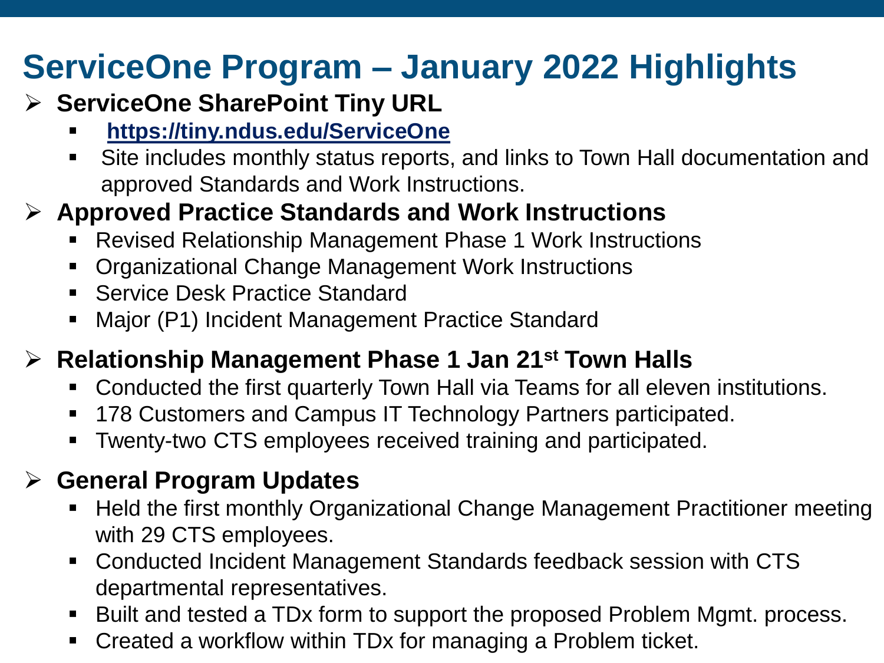# ServiceOne Program – January 2022 Highlights

## ServiceOne SharePoint Tiny URL

- https://tiny.ndus.edu/ServiceOne
- Site includes monthly status reports, and links to Town Hall documentation and approved Standards and Work Instructions.

## Approved Practice Standards and Work Instructions

- Revised Relationship Management Phase 1 Work Instructions
- Organizational Change Management Work Instructions
- Service Desk Practice Standard
- Major (P1) Incident Management Practice Standard

## Relationship Management Phase 1 Jan 21st Town Halls

- Conducted the first quarterly Town Hall via Teams for all eleven institutions.
- 178 Customers and Campus IT Technology Partners participated.
- Twenty-two CTS employees received training and participated.

## General Program Updates

- Held the first monthly Organizational Change Management Practitioner meeting with 29 CTS employees.
- Conducted Incident Management Standards feedback session with CTS departmental representatives.
- Built and tested a TDx form to support the proposed Problem Mgmt. process.
- Created a workflow within TDx for managing a Problem ticket.